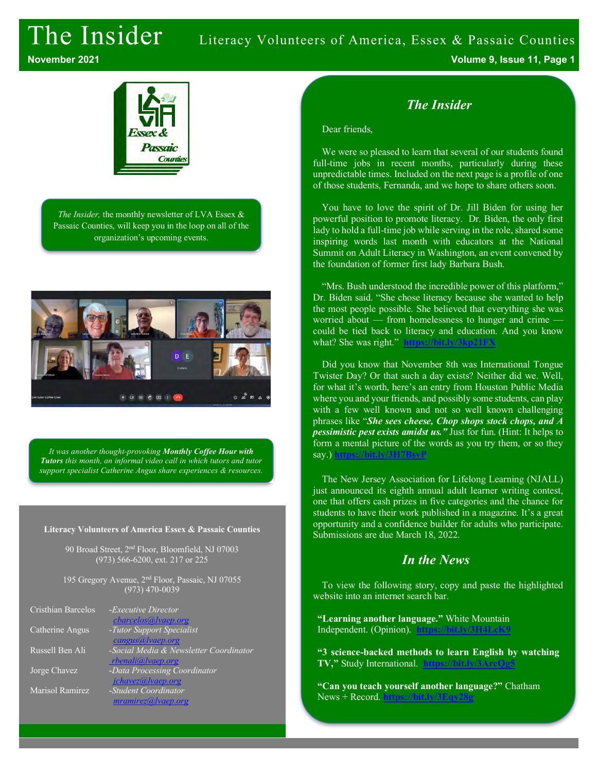# The Insider

Literacy Volunteers of America, Essex & Passaic Counties

November 2021

*The Insider,* the monthly newsletter of LVA Essex & Passaic Counties, will keep you in the loop on all of the organization's upcoming events.

*It was another thought-provoking **Monthly Coffee Hour with Tutors** this month, an informal video call in which tutors and tutor support specialist Catherine Angus share experiences & resources.*

**Literacy Volunteers of America Essex & Passaic Counties**

90 Broad Street, 2nd Floor, Bloomfield, NJ 07003
(973) 566-6200, ext. 217 or 225

195 Gregory Avenue, 2nd Floor, Passaic, NJ 07055
(973) 470-0039

| | |
|---|---|
| Cristhian Barcelos | *-Executive Director* cbarcelos@lvaep.org |
| Catherine Angus | *-Tutor Support Specialist* cangus@lvaep.org |
| Russell Ben Ali | *-Social Media & Newsletter Coordinator* rbenali@lvaep.org |
| Jorge Chavez | *-Data Processing Coordinator* jchavez@lvaep.org |
| Marisol Ramirez | *-Student Coordinator* mramirez@lvaep.org |

## *The Insider*

Dear friends,

We were so pleased to learn that several of our students found full-time jobs in recent months, particularly during these unpredictable times. Included on the next page is a profile of one of those students, Fernanda, and we hope to share others soon.

You have to love the spirit of Dr. Jill Biden for using her powerful position to promote literacy. Dr. Biden, the only first lady to hold a full-time job while serving in the role, shared some inspiring words last month with educators at the National Summit on Adult Literacy in Washington, an event convened by the foundation of former first lady Barbara Bush.

"Mrs. Bush understood the incredible power of this platform," Dr. Biden said. "She chose literacy because she wanted to help the most people possible. She believed that everything she was worried about — from homelessness to hunger and crime — could be tied back to literacy and education. And you know what? She was right." https://bit.ly/3kp21FX

Did you know that November 8th was International Tongue Twister Day? Or that such a day exists? Neither did we. Well, for what it's worth, here's an entry from Houston Public Media where you and your friends, and possibly some students, can play with a few well known and not so well known challenging phrases like "***She sees cheese, Chop shops stock chops, and A pessimistic pest exists amidst us.***" Just for fun. (Hint: It helps to form a mental picture of the words as you try them, or so they say.) https://bit.ly/3H7BsyP

The New Jersey Association for Lifelong Learning (NJALL) just announced its eighth annual adult learner writing contest, one that offers cash prizes in five categories and the chance for students to have their work published in a magazine. It's a great opportunity and a confidence builder for adults who participate. Submissions are due March 18, 2022.

## *In the News*

To view the following story, copy and paste the highlighted website into an internet search bar.

**"Learning another language."** White Mountain Independent. (Opinion). https://bit.ly/3H4LcK9

**"3 science-backed methods to learn English by watching TV,"** Study International. https://bit.ly/3ArcQg5

**"Can you teach yourself another language?"** Chatham News + Record. https://bit.ly/3Eqy28g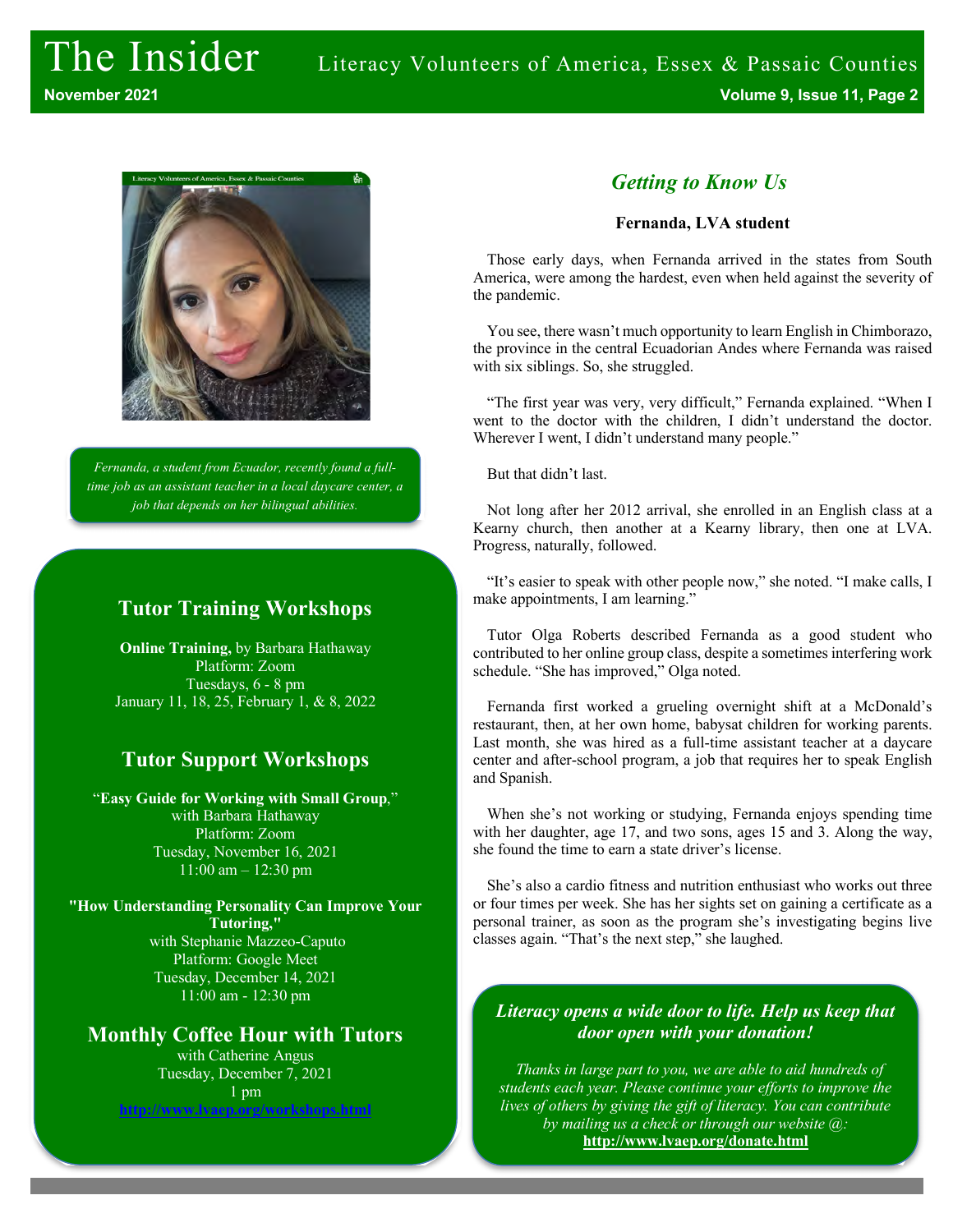*Fernanda, a student from Ecuador, recently found a full-time job as an assistant teacher in a local daycare center, a job that depends on her bilingual abilities.*

## Tutor Training Workshops

**Online Training,** by Barbara Hathaway
Platform: Zoom
Tuesdays, 6 - 8 pm
January 11, 18, 25, February 1, & 8, 2022

## Tutor Support Workshops

"**Easy Guide for Working with Small Group**,"
with Barbara Hathaway
Platform: Zoom
Tuesday, November 16, 2021
11:00 am – 12:30 pm

**"How Understanding Personality Can Improve Your Tutoring,"**
with Stephanie Mazzeo-Caputo
Platform: Google Meet
Tuesday, December 14, 2021
11:00 am - 12:30 pm

## Monthly Coffee Hour with Tutors

with Catherine Angus
Tuesday, December 7, 2021
1 pm
http://www.lvaep.org/workshops.html

## *Getting to Know Us*

### Fernanda, LVA student

Those early days, when Fernanda arrived in the states from South America, were among the hardest, even when held against the severity of the pandemic.

You see, there wasn't much opportunity to learn English in Chimborazo, the province in the central Ecuadorian Andes where Fernanda was raised with six siblings. So, she struggled.

"The first year was very, very difficult," Fernanda explained. "When I went to the doctor with the children, I didn't understand the doctor. Wherever I went, I didn't understand many people."

But that didn't last.

Not long after her 2012 arrival, she enrolled in an English class at a Kearny church, then another at a Kearny library, then one at LVA. Progress, naturally, followed.

"It's easier to speak with other people now," she noted. "I make calls, I make appointments, I am learning."

Tutor Olga Roberts described Fernanda as a good student who contributed to her online group class, despite a sometimes interfering work schedule. "She has improved," Olga noted.

Fernanda first worked a grueling overnight shift at a McDonald's restaurant, then, at her own home, babysat children for working parents. Last month, she was hired as a full-time assistant teacher at a daycare center and after-school program, a job that requires her to speak English and Spanish.

When she's not working or studying, Fernanda enjoys spending time with her daughter, age 17, and two sons, ages 15 and 3. Along the way, she found the time to earn a state driver's license.

She's also a cardio fitness and nutrition enthusiast who works out three or four times per week. She has her sights set on gaining a certificate as a personal trainer, as soon as the program she's investigating begins live classes again. "That's the next step," she laughed.

***Literacy opens a wide door to life. Help us keep that door open with your donation!***

*Thanks in large part to you, we are able to aid hundreds of students each year. Please continue your efforts to improve the lives of others by giving the gift of literacy. You can contribute by mailing us a check or through our website @:*
**http://www.lvaep.org/donate.html**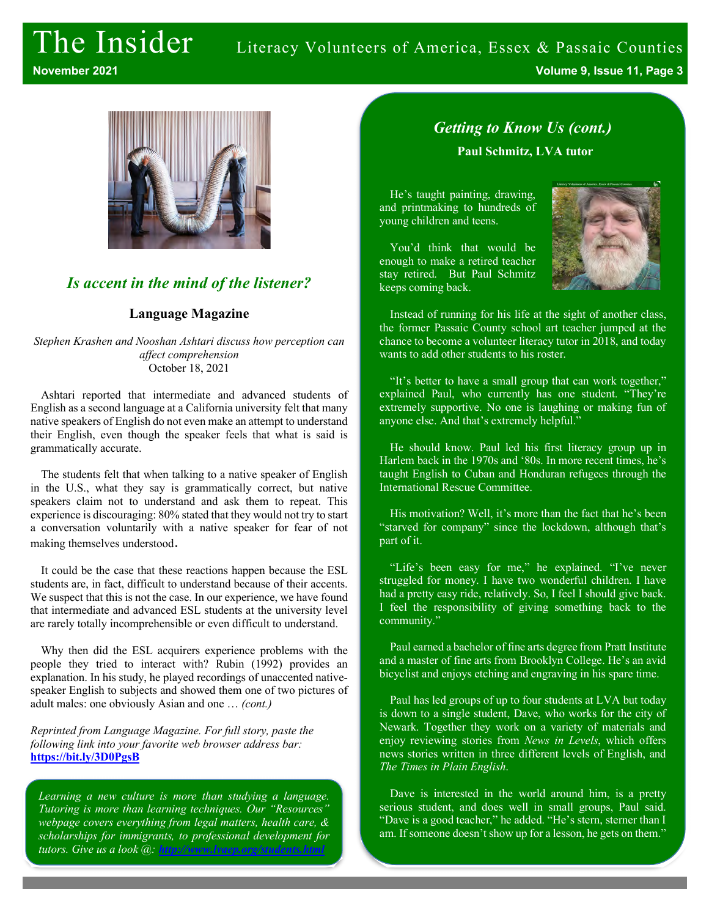## *Is accent in the mind of the listener?*

**Language Magazine**

*Stephen Krashen and Nooshan Ashtari discuss how perception can affect comprehension*
October 18, 2021

Ashtari reported that intermediate and advanced students of English as a second language at a California university felt that many native speakers of English do not even make an attempt to understand their English, even though the speaker feels that what is said is grammatically accurate.

The students felt that when talking to a native speaker of English in the U.S., what they say is grammatically correct, but native speakers claim not to understand and ask them to repeat. This experience is discouraging: 80% stated that they would not try to start a conversation voluntarily with a native speaker for fear of not making themselves understood.

It could be the case that these reactions happen because the ESL students are, in fact, difficult to understand because of their accents. We suspect that this is not the case. In our experience, we have found that intermediate and advanced ESL students at the university level are rarely totally incomprehensible or even difficult to understand.

Why then did the ESL acquirers experience problems with the people they tried to interact with? Rubin (1992) provides an explanation. In his study, he played recordings of unaccented native-speaker English to subjects and showed them one of two pictures of adult males: one obviously Asian and one … *(cont.)*

*Reprinted from Language Magazine. For full story, paste the following link into your favorite web browser address bar:* **https://bit.ly/3D0PgsB**

*Learning a new culture is more than studying a language. Tutoring is more than learning techniques. Our "Resources" webpage covers everything from legal matters, health care, & scholarships for immigrants, to professional development for tutors. Give us a look @: **http://www.lvaep.org/students.html***

## *Getting to Know Us (cont.)*

**Paul Schmitz, LVA tutor**

He's taught painting, drawing, and printmaking to hundreds of young children and teens.

You'd think that would be enough to make a retired teacher stay retired. But Paul Schmitz keeps coming back.

Instead of running for his life at the sight of another class, the former Passaic County school art teacher jumped at the chance to become a volunteer literacy tutor in 2018, and today wants to add other students to his roster.

"It's better to have a small group that can work together," explained Paul, who currently has one student. "They're extremely supportive. No one is laughing or making fun of anyone else. And that's extremely helpful."

He should know. Paul led his first literacy group up in Harlem back in the 1970s and '80s. In more recent times, he's taught English to Cuban and Honduran refugees through the International Rescue Committee.

His motivation? Well, it's more than the fact that he's been "starved for company" since the lockdown, although that's part of it.

"Life's been easy for me," he explained. "I've never struggled for money. I have two wonderful children. I have had a pretty easy ride, relatively. So, I feel I should give back. I feel the responsibility of giving something back to the community."

Paul earned a bachelor of fine arts degree from Pratt Institute and a master of fine arts from Brooklyn College. He's an avid bicyclist and enjoys etching and engraving in his spare time.

Paul has led groups of up to four students at LVA but today is down to a single student, Dave, who works for the city of Newark. Together they work on a variety of materials and enjoy reviewing stories from *News in Levels*, which offers news stories written in three different levels of English, and *The Times in Plain English*.

Dave is interested in the world around him, is a pretty serious student, and does well in small groups, Paul said. "Dave is a good teacher," he added. "He's stern, sterner than I am. If someone doesn't show up for a lesson, he gets on them."